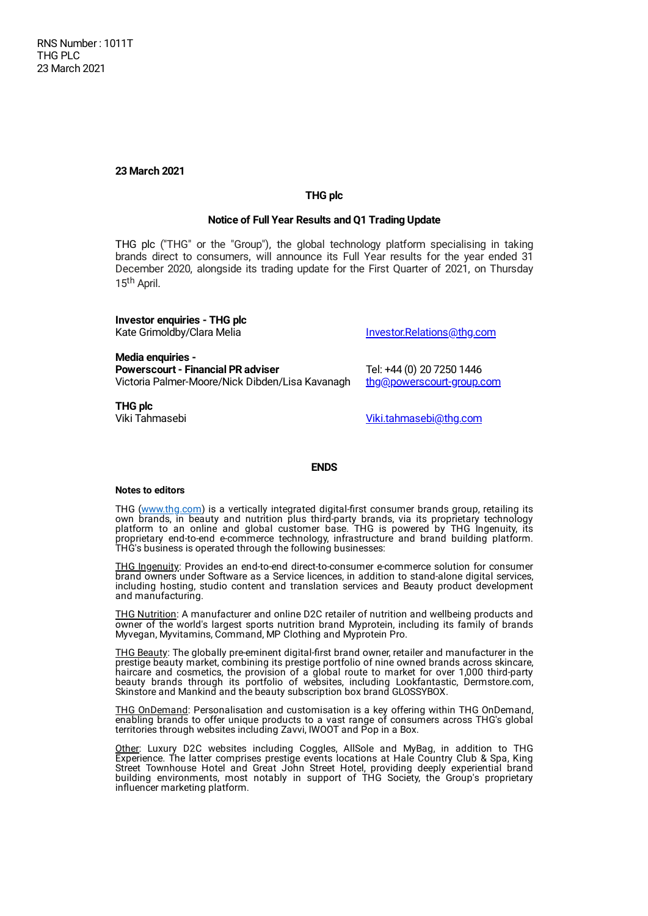RNS Number : 1011T
THG PLC
23 March 2021

**23 March 2021**

**THG plc**

**Notice of Full Year Results and Q1 Trading Update**

THG plc ("THG" or the "Group"), the global technology platform specialising in taking brands direct to consumers, will announce its Full Year results for the year ended 31 December 2020, alongside its trading update for the First Quarter of 2021, on Thursday 15th April.

| | |
|---|---|
| **Investor enquiries - THG plc** | |
| Kate Grimoldby/Clara Melia | Investor.Relations@thg.com |
| | |
| **Media enquiries -** | |
| **Powerscourt - Financial PR adviser** | Tel: +44 (0) 20 7250 1446 |
| Victoria Palmer-Moore/Nick Dibden/Lisa Kavanagh | thg@powerscourt-group.com |
| | |
| **THG plc** | |
| Viki Tahmasebi | Viki.tahmasebi@thg.com |

**ENDS**

**Notes to editors**

THG (www.thg.com) is a vertically integrated digital-first consumer brands group, retailing its own brands, in beauty and nutrition plus third-party brands, via its proprietary technology platform to an online and global customer base. THG is powered by THG Ingenuity, its proprietary end-to-end e-commerce technology, infrastructure and brand building platform. THG's business is operated through the following businesses:

THG Ingenuity: Provides an end-to-end direct-to-consumer e-commerce solution for consumer brand owners under Software as a Service licences, in addition to stand-alone digital services, including hosting, studio content and translation services and Beauty product development and manufacturing.

THG Nutrition: A manufacturer and online D2C retailer of nutrition and wellbeing products and owner of the world's largest sports nutrition brand Myprotein, including its family of brands Myvegan, Myvitamins, Command, MP Clothing and Myprotein Pro.

THG Beauty: The globally pre-eminent digital-first brand owner, retailer and manufacturer in the prestige beauty market, combining its prestige portfolio of nine owned brands across skincare, haircare and cosmetics, the provision of a global route to market for over 1,000 third-party beauty brands through its portfolio of websites, including Lookfantastic, Dermstore.com, Skinstore and Mankind and the beauty subscription box brand GLOSSYBOX.

THG OnDemand: Personalisation and customisation is a key offering within THG OnDemand, enabling brands to offer unique products to a vast range of consumers across THG's global territories through websites including Zavvi, IWOOT and Pop in a Box.

Other: Luxury D2C websites including Coggles, AllSole and MyBag, in addition to THG Experience. The latter comprises prestige events locations at Hale Country Club & Spa, King Street Townhouse Hotel and Great John Street Hotel, providing deeply experiential brand building environments, most notably in support of THG Society, the Group's proprietary influencer marketing platform.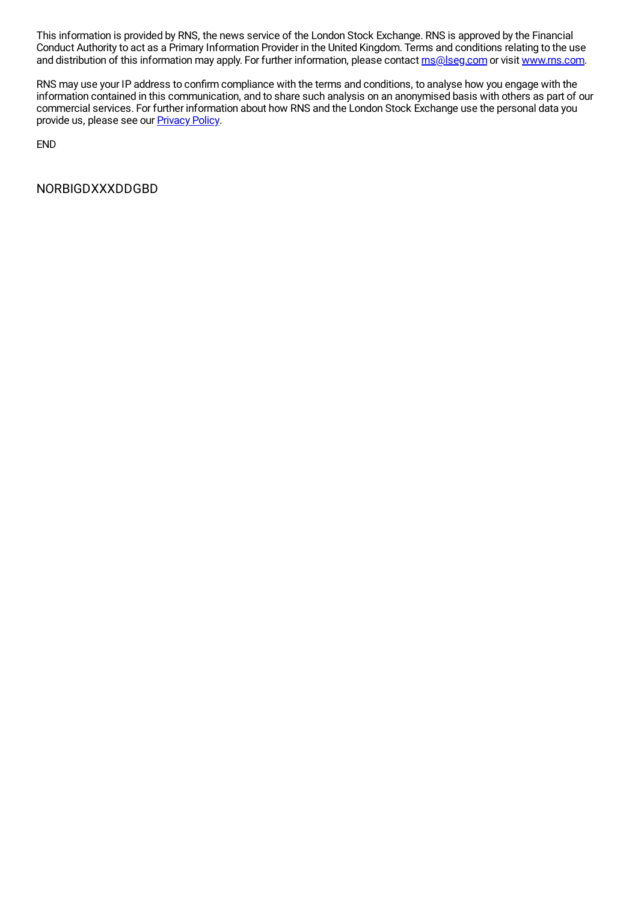This information is provided by RNS, the news service of the London Stock Exchange. RNS is approved by the Financial Conduct Authority to act as a Primary Information Provider in the United Kingdom. Terms and conditions relating to the use and distribution of this information may apply. For further information, please contact rns@lseg.com or visit www.rns.com.

RNS may use your IP address to confirm compliance with the terms and conditions, to analyse how you engage with the information contained in this communication, and to share such analysis on an anonymised basis with others as part of our commercial services. For further information about how RNS and the London Stock Exchange use the personal data you provide us, please see our Privacy Policy.

END

NORBIGDXXXDDGBD